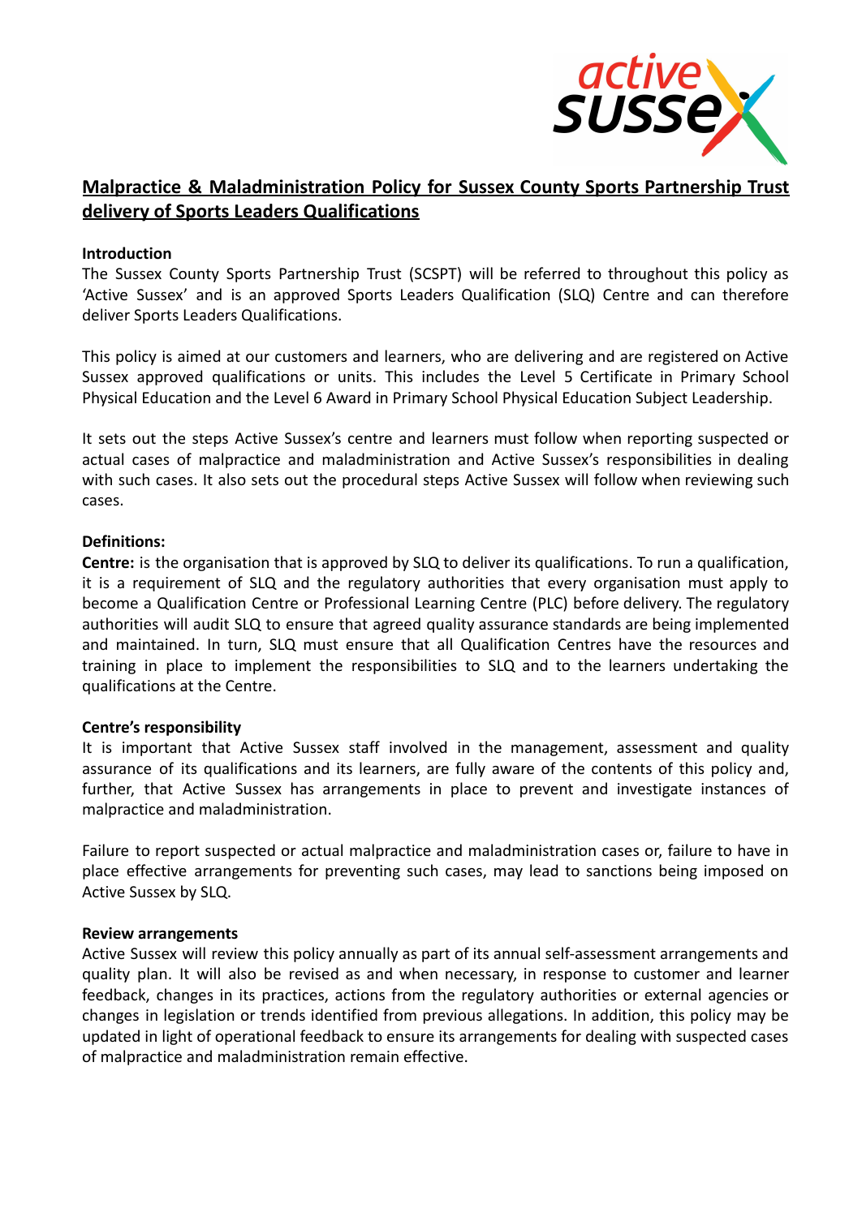# Malpractice & Maladministration Policy for Sussex County Sports Partnership Trust delivery of Sports Leaders Qualifications

**Introduction**

The Sussex County Sports Partnership Trust (SCSPT) will be referred to throughout this policy as 'Active Sussex' and is an approved Sports Leaders Qualification (SLQ) Centre and can therefore deliver Sports Leaders Qualifications.

This policy is aimed at our customers and learners, who are delivering and are registered on Active Sussex approved qualifications or units. This includes the Level 5 Certificate in Primary School Physical Education and the Level 6 Award in Primary School Physical Education Subject Leadership.

It sets out the steps Active Sussex's centre and learners must follow when reporting suspected or actual cases of malpractice and maladministration and Active Sussex's responsibilities in dealing with such cases. It also sets out the procedural steps Active Sussex will follow when reviewing such cases.

**Definitions:**

**Centre:** is the organisation that is approved by SLQ to deliver its qualifications. To run a qualification, it is a requirement of SLQ and the regulatory authorities that every organisation must apply to become a Qualification Centre or Professional Learning Centre (PLC) before delivery. The regulatory authorities will audit SLQ to ensure that agreed quality assurance standards are being implemented and maintained. In turn, SLQ must ensure that all Qualification Centres have the resources and training in place to implement the responsibilities to SLQ and to the learners undertaking the qualifications at the Centre.

**Centre's responsibility**

It is important that Active Sussex staff involved in the management, assessment and quality assurance of its qualifications and its learners, are fully aware of the contents of this policy and, further, that Active Sussex has arrangements in place to prevent and investigate instances of malpractice and maladministration.

Failure to report suspected or actual malpractice and maladministration cases or, failure to have in place effective arrangements for preventing such cases, may lead to sanctions being imposed on Active Sussex by SLQ.

**Review arrangements**

Active Sussex will review this policy annually as part of its annual self-assessment arrangements and quality plan. It will also be revised as and when necessary, in response to customer and learner feedback, changes in its practices, actions from the regulatory authorities or external agencies or changes in legislation or trends identified from previous allegations. In addition, this policy may be updated in light of operational feedback to ensure its arrangements for dealing with suspected cases of malpractice and maladministration remain effective.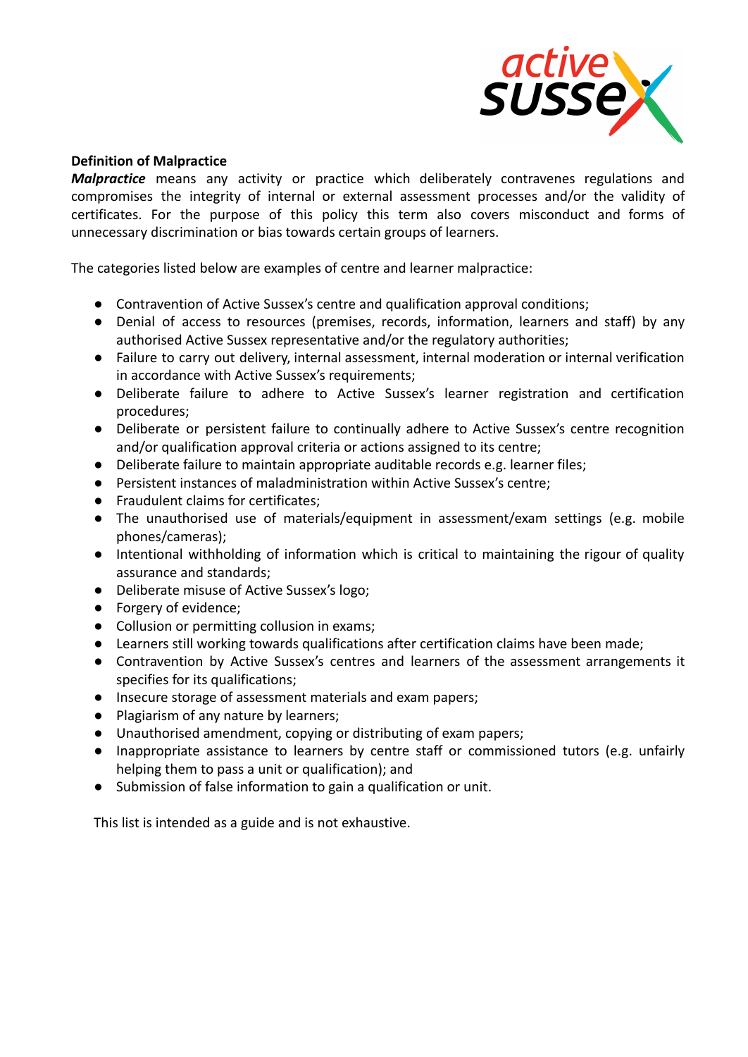**Definition of Malpractice**

***Malpractice*** means any activity or practice which deliberately contravenes regulations and compromises the integrity of internal or external assessment processes and/or the validity of certificates. For the purpose of this policy this term also covers misconduct and forms of unnecessary discrimination or bias towards certain groups of learners.

The categories listed below are examples of centre and learner malpractice:

- Contravention of Active Sussex's centre and qualification approval conditions;
- Denial of access to resources (premises, records, information, learners and staff) by any authorised Active Sussex representative and/or the regulatory authorities;
- Failure to carry out delivery, internal assessment, internal moderation or internal verification in accordance with Active Sussex's requirements;
- Deliberate failure to adhere to Active Sussex's learner registration and certification procedures;
- Deliberate or persistent failure to continually adhere to Active Sussex's centre recognition and/or qualification approval criteria or actions assigned to its centre;
- Deliberate failure to maintain appropriate auditable records e.g. learner files;
- Persistent instances of maladministration within Active Sussex's centre;
- Fraudulent claims for certificates;
- The unauthorised use of materials/equipment in assessment/exam settings (e.g. mobile phones/cameras);
- Intentional withholding of information which is critical to maintaining the rigour of quality assurance and standards;
- Deliberate misuse of Active Sussex's logo;
- Forgery of evidence;
- Collusion or permitting collusion in exams;
- Learners still working towards qualifications after certification claims have been made;
- Contravention by Active Sussex's centres and learners of the assessment arrangements it specifies for its qualifications;
- Insecure storage of assessment materials and exam papers;
- Plagiarism of any nature by learners;
- Unauthorised amendment, copying or distributing of exam papers;
- Inappropriate assistance to learners by centre staff or commissioned tutors (e.g. unfairly helping them to pass a unit or qualification); and
- Submission of false information to gain a qualification or unit.

This list is intended as a guide and is not exhaustive.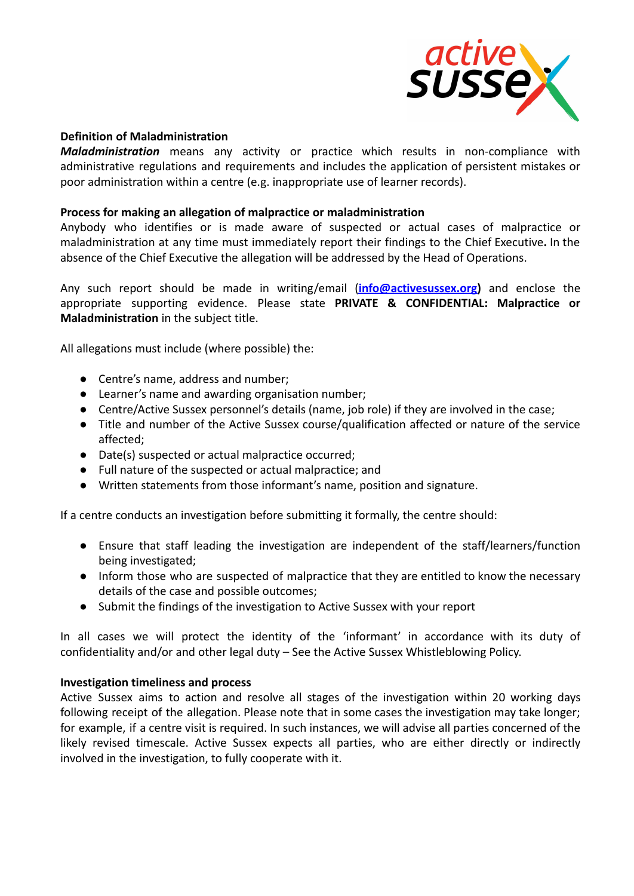**Definition of Maladministration**

***Maladministration*** means any activity or practice which results in non-compliance with administrative regulations and requirements and includes the application of persistent mistakes or poor administration within a centre (e.g. inappropriate use of learner records).

**Process for making an allegation of malpractice or maladministration**

Anybody who identifies or is made aware of suspected or actual cases of malpractice or maladministration at any time must immediately report their findings to the Chief Executive**.** In the absence of the Chief Executive the allegation will be addressed by the Head of Operations.

Any such report should be made in writing/email (**info@activesussex.org)** and enclose the appropriate supporting evidence. Please state **PRIVATE & CONFIDENTIAL: Malpractice or Maladministration** in the subject title.

All allegations must include (where possible) the:

- Centre's name, address and number;
- Learner's name and awarding organisation number;
- Centre/Active Sussex personnel's details (name, job role) if they are involved in the case;
- Title and number of the Active Sussex course/qualification affected or nature of the service affected;
- Date(s) suspected or actual malpractice occurred;
- Full nature of the suspected or actual malpractice; and
- Written statements from those informant's name, position and signature.

If a centre conducts an investigation before submitting it formally, the centre should:

- Ensure that staff leading the investigation are independent of the staff/learners/function being investigated;
- Inform those who are suspected of malpractice that they are entitled to know the necessary details of the case and possible outcomes;
- Submit the findings of the investigation to Active Sussex with your report

In all cases we will protect the identity of the 'informant' in accordance with its duty of confidentiality and/or and other legal duty – See the Active Sussex Whistleblowing Policy.

**Investigation timeliness and process**

Active Sussex aims to action and resolve all stages of the investigation within 20 working days following receipt of the allegation. Please note that in some cases the investigation may take longer; for example, if a centre visit is required. In such instances, we will advise all parties concerned of the likely revised timescale. Active Sussex expects all parties, who are either directly or indirectly involved in the investigation, to fully cooperate with it.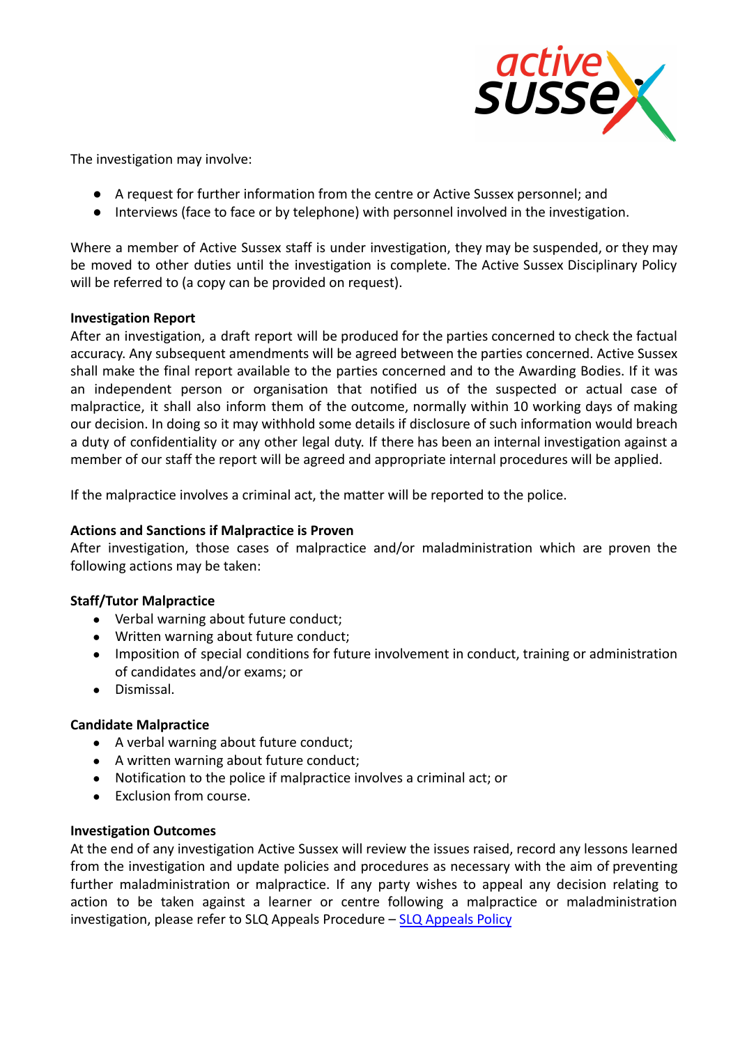The investigation may involve:

- A request for further information from the centre or Active Sussex personnel; and
- Interviews (face to face or by telephone) with personnel involved in the investigation.

Where a member of Active Sussex staff is under investigation, they may be suspended, or they may be moved to other duties until the investigation is complete. The Active Sussex Disciplinary Policy will be referred to (a copy can be provided on request).

**Investigation Report**

After an investigation, a draft report will be produced for the parties concerned to check the factual accuracy. Any subsequent amendments will be agreed between the parties concerned. Active Sussex shall make the final report available to the parties concerned and to the Awarding Bodies. If it was an independent person or organisation that notified us of the suspected or actual case of malpractice, it shall also inform them of the outcome, normally within 10 working days of making our decision. In doing so it may withhold some details if disclosure of such information would breach a duty of confidentiality or any other legal duty. If there has been an internal investigation against a member of our staff the report will be agreed and appropriate internal procedures will be applied.

If the malpractice involves a criminal act, the matter will be reported to the police.

**Actions and Sanctions if Malpractice is Proven**

After investigation, those cases of malpractice and/or maladministration which are proven the following actions may be taken:

**Staff/Tutor Malpractice**

- Verbal warning about future conduct;
- Written warning about future conduct;
- Imposition of special conditions for future involvement in conduct, training or administration of candidates and/or exams; or
- Dismissal.

**Candidate Malpractice**

- A verbal warning about future conduct;
- A written warning about future conduct;
- Notification to the police if malpractice involves a criminal act; or
- Exclusion from course.

**Investigation Outcomes**

At the end of any investigation Active Sussex will review the issues raised, record any lessons learned from the investigation and update policies and procedures as necessary with the aim of preventing further maladministration or malpractice. If any party wishes to appeal any decision relating to action to be taken against a learner or centre following a malpractice or maladministration investigation, please refer to SLQ Appeals Procedure – [SLQ Appeals Policy]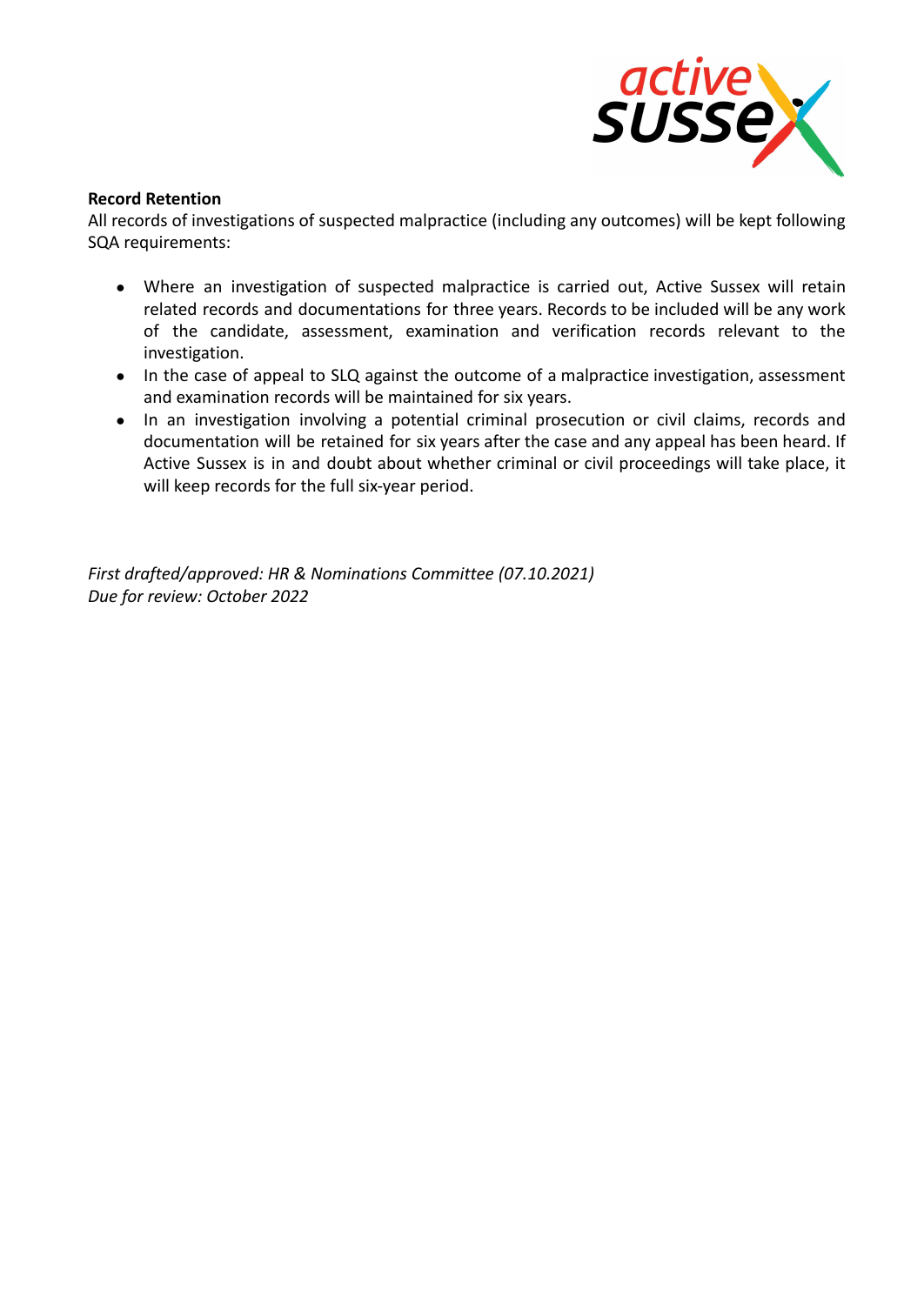**Record Retention**

All records of investigations of suspected malpractice (including any outcomes) will be kept following SQA requirements:

- Where an investigation of suspected malpractice is carried out, Active Sussex will retain related records and documentations for three years. Records to be included will be any work of the candidate, assessment, examination and verification records relevant to the investigation.
- In the case of appeal to SLQ against the outcome of a malpractice investigation, assessment and examination records will be maintained for six years.
- In an investigation involving a potential criminal prosecution or civil claims, records and documentation will be retained for six years after the case and any appeal has been heard. If Active Sussex is in and doubt about whether criminal or civil proceedings will take place, it will keep records for the full six-year period.

*First drafted/approved: HR & Nominations Committee (07.10.2021)*
*Due for review: October 2022*